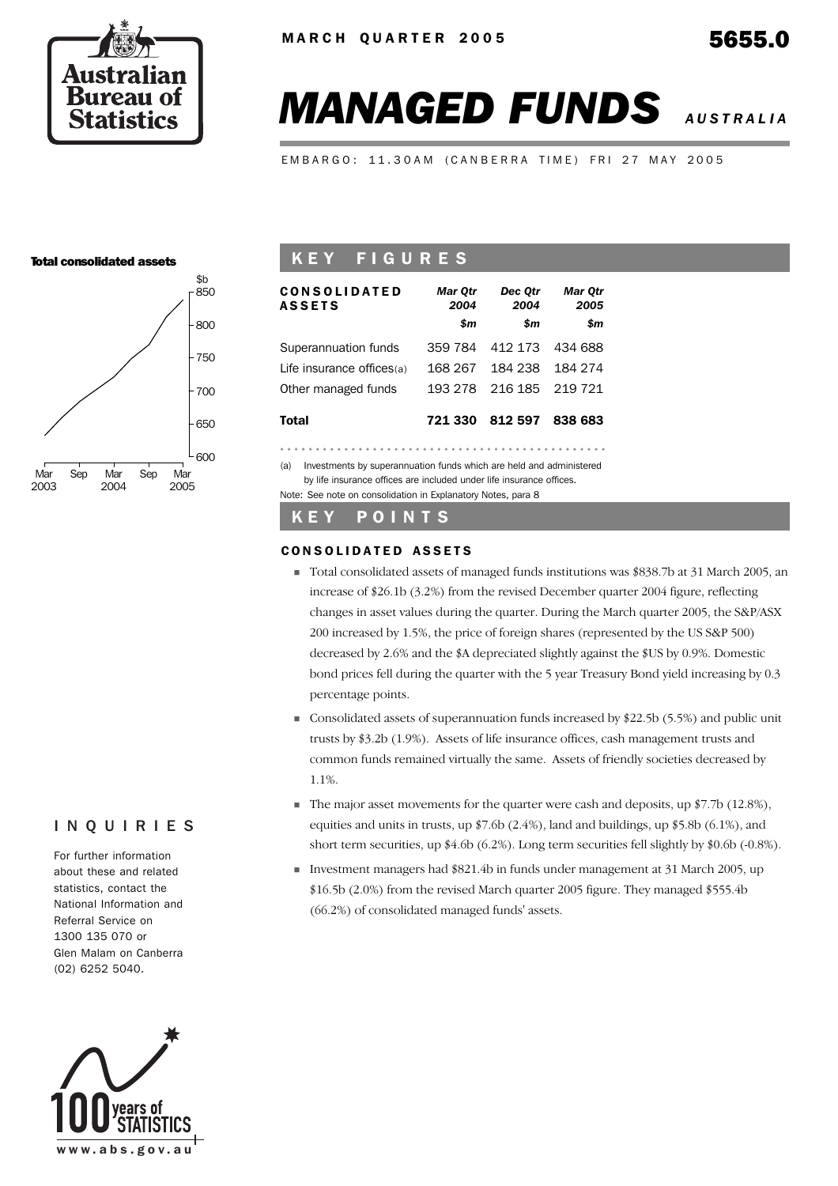MARCH QUARTER 2005

5655.0

# MANAGED FUNDS *AUSTRALIA*

EMBARGO: 11.30AM (CANBERRA TIME) FRI 27 MAY 2005

**Total consolidated assets**

## KEY FIGURES

| CONSOLIDATED ASSETS | *Mar Qtr 2004* | *Dec Qtr 2004* | *Mar Qtr 2005* |
|---|---|---|---|
| | *$m* | *$m* | *$m* |
| Superannuation funds | 359 784 | 412 173 | 434 688 |
| Life insurance offices(a) | 168 267 | 184 238 | 184 274 |
| Other managed funds | 193 278 | 216 185 | 219 721 |
| **Total** | **721 330** | **812 597** | **838 683** |

(a) Investments by superannuation funds which are held and administered by life insurance offices are included under life insurance offices.

Note: See note on consolidation in Explanatory Notes, para 8

## KEY POINTS

### CONSOLIDATED ASSETS

- Total consolidated assets of managed funds institutions was $838.7b at 31 March 2005, an increase of $26.1b (3.2%) from the revised December quarter 2004 figure, reflecting changes in asset values during the quarter. During the March quarter 2005, the S&P/ASX 200 increased by 1.5%, the price of foreign shares (represented by the US S&P 500) decreased by 2.6% and the $A depreciated slightly against the $US by 0.9%. Domestic bond prices fell during the quarter with the 5 year Treasury Bond yield increasing by 0.3 percentage points.
- Consolidated assets of superannuation funds increased by $22.5b (5.5%) and public unit trusts by $3.2b (1.9%). Assets of life insurance offices, cash management trusts and common funds remained virtually the same. Assets of friendly societies decreased by 1.1%.
- The major asset movements for the quarter were cash and deposits, up $7.7b (12.8%), equities and units in trusts, up $7.6b (2.4%), land and buildings, up $5.8b (6.1%), and short term securities, up $4.6b (6.2%). Long term securities fell slightly by $0.6b (-0.8%).
- Investment managers had $821.4b in funds under management at 31 March 2005, up $16.5b (2.0%) from the revised March quarter 2005 figure. They managed $555.4b (66.2%) of consolidated managed funds' assets.

## INQUIRIES

For further information about these and related statistics, contact the National Information and Referral Service on 1300 135 070 or Glen Malam on Canberra (02) 6252 5040.

www.abs.gov.au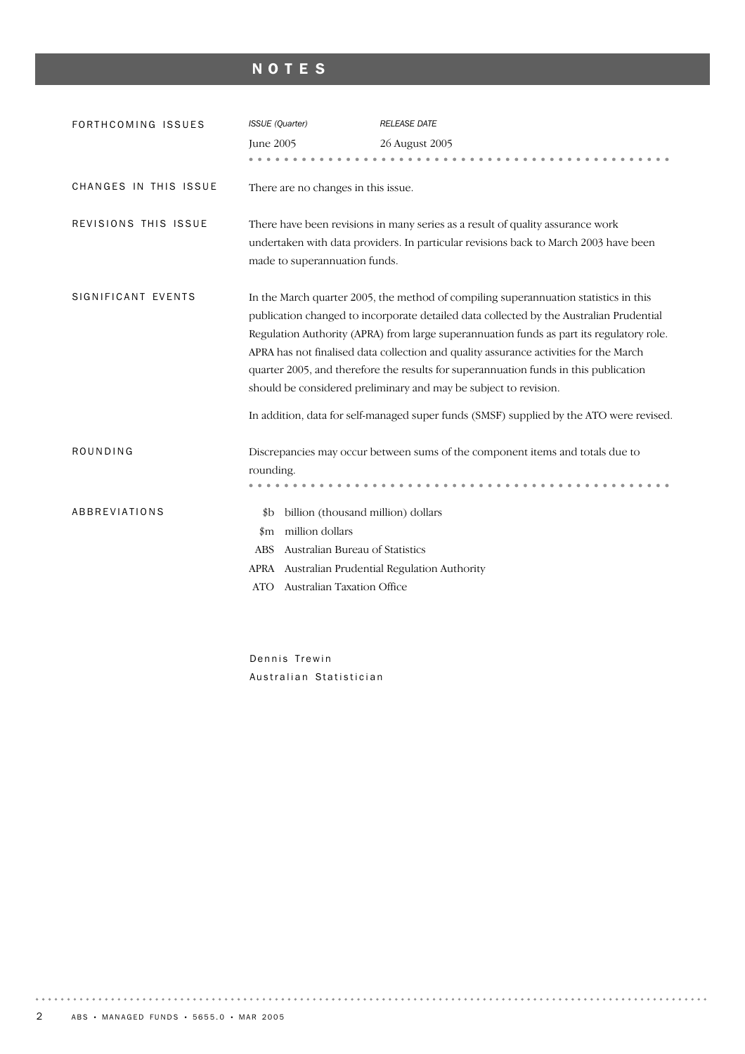# NOTES

## FORTHCOMING ISSUES

| *ISSUE (Quarter)* | *RELEASE DATE* |
|---|---|
| June 2005 | 26 August 2005 |

## CHANGES IN THIS ISSUE

There are no changes in this issue.

## REVISIONS THIS ISSUE

There have been revisions in many series as a result of quality assurance work undertaken with data providers. In particular revisions back to March 2003 have been made to superannuation funds.

## SIGNIFICANT EVENTS

In the March quarter 2005, the method of compiling superannuation statistics in this publication changed to incorporate detailed data collected by the Australian Prudential Regulation Authority (APRA) from large superannuation funds as part its regulatory role. APRA has not finalised data collection and quality assurance activities for the March quarter 2005, and therefore the results for superannuation funds in this publication should be considered preliminary and may be subject to revision.

In addition, data for self-managed super funds (SMSF) supplied by the ATO were revised.

## ROUNDING

Discrepancies may occur between sums of the component items and totals due to rounding.

## ABBREVIATIONS

| | |
|---|---|
| $b | billion (thousand million) dollars |
| $m | million dollars |
| ABS | Australian Bureau of Statistics |
| APRA | Australian Prudential Regulation Authority |
| ATO | Australian Taxation Office |

Dennis Trewin
Australian Statistician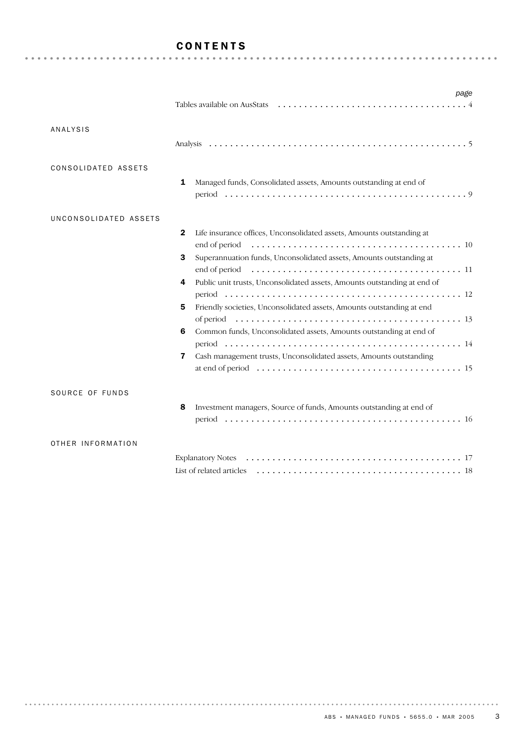# CONTENTS

| | | page |
|---|---|---|
| | Tables available on AusStats | 4 |
| **ANALYSIS** | | |
| | Analysis | 5 |
| **CONSOLIDATED ASSETS** | | |
| | **1** Managed funds, Consolidated assets, Amounts outstanding at end of period | 9 |
| **UNCONSOLIDATED ASSETS** | | |
| | **2** Life insurance offices, Unconsolidated assets, Amounts outstanding at end of period | 10 |
| | **3** Superannuation funds, Unconsolidated assets, Amounts outstanding at end of period | 11 |
| | **4** Public unit trusts, Unconsolidated assets, Amounts outstanding at end of period | 12 |
| | **5** Friendly societies, Unconsolidated assets, Amounts outstanding at end of period | 13 |
| | **6** Common funds, Unconsolidated assets, Amounts outstanding at end of period | 14 |
| | **7** Cash management trusts, Unconsolidated assets, Amounts outstanding at end of period | 15 |
| **SOURCE OF FUNDS** | | |
| | **8** Investment managers, Source of funds, Amounts outstanding at end of period | 16 |
| **OTHER INFORMATION** | | |
| | Explanatory Notes | 17 |
| | List of related articles | 18 |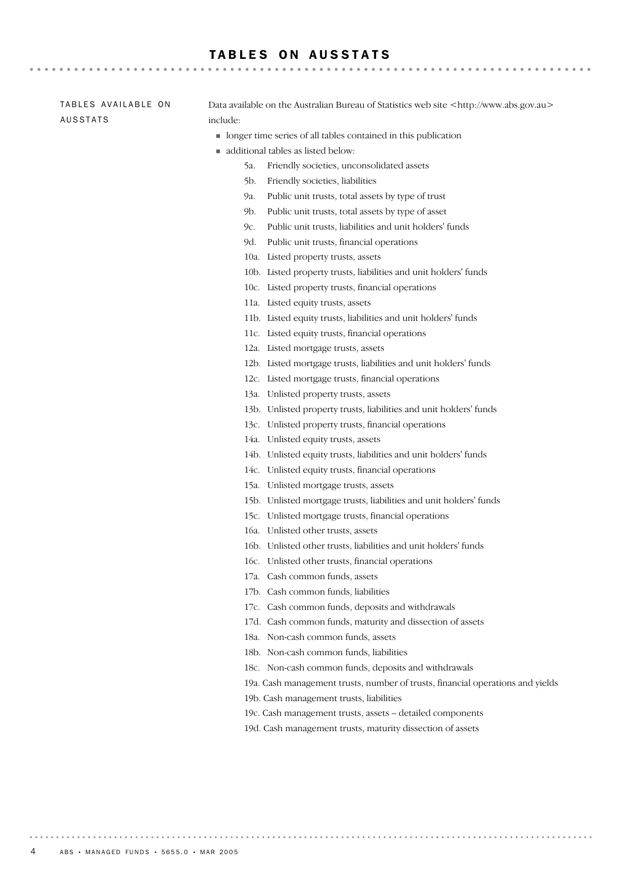# TABLES ON AUSSTATS

TABLES AVAILABLE ON AUSSTATS

Data available on the Australian Bureau of Statistics web site <http://www.abs.gov.au> include:

- longer time series of all tables contained in this publication
- additional tables as listed below:
  - 5a. Friendly societies, unconsolidated assets
  - 5b. Friendly societies, liabilities
  - 9a. Public unit trusts, total assets by type of trust
  - 9b. Public unit trusts, total assets by type of asset
  - 9c. Public unit trusts, liabilities and unit holders' funds
  - 9d. Public unit trusts, financial operations
  - 10a. Listed property trusts, assets
  - 10b. Listed property trusts, liabilities and unit holders' funds
  - 10c. Listed property trusts, financial operations
  - 11a. Listed equity trusts, assets
  - 11b. Listed equity trusts, liabilities and unit holders' funds
  - 11c. Listed equity trusts, financial operations
  - 12a. Listed mortgage trusts, assets
  - 12b. Listed mortgage trusts, liabilities and unit holders' funds
  - 12c. Listed mortgage trusts, financial operations
  - 13a. Unlisted property trusts, assets
  - 13b. Unlisted property trusts, liabilities and unit holders' funds
  - 13c. Unlisted property trusts, financial operations
  - 14a. Unlisted equity trusts, assets
  - 14b. Unlisted equity trusts, liabilities and unit holders' funds
  - 14c. Unlisted equity trusts, financial operations
  - 15a. Unlisted mortgage trusts, assets
  - 15b. Unlisted mortgage trusts, liabilities and unit holders' funds
  - 15c. Unlisted mortgage trusts, financial operations
  - 16a. Unlisted other trusts, assets
  - 16b. Unlisted other trusts, liabilities and unit holders' funds
  - 16c. Unlisted other trusts, financial operations
  - 17a. Cash common funds, assets
  - 17b. Cash common funds, liabilities
  - 17c. Cash common funds, deposits and withdrawals
  - 17d. Cash common funds, maturity and dissection of assets
  - 18a. Non-cash common funds, assets
  - 18b. Non-cash common funds, liabilities
  - 18c. Non-cash common funds, deposits and withdrawals
  - 19a. Cash management trusts, number of trusts, financial operations and yields
  - 19b. Cash management trusts, liabilities
  - 19c. Cash management trusts, assets – detailed components
  - 19d. Cash management trusts, maturity dissection of assets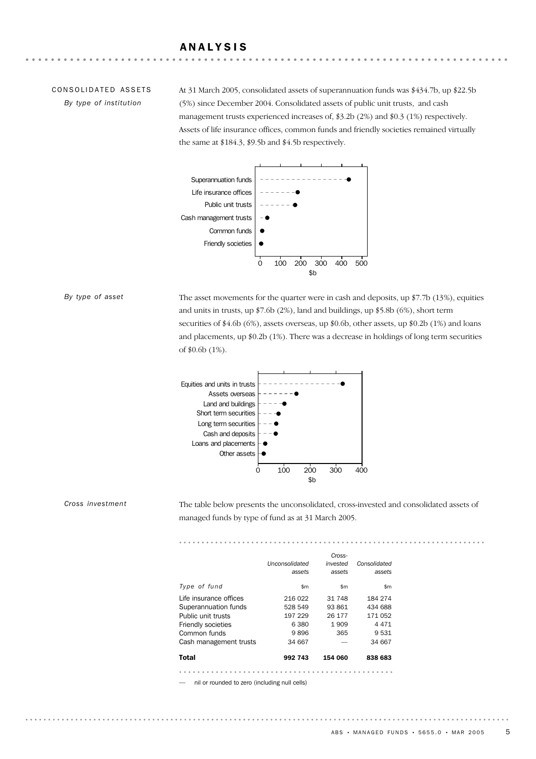# ANALYSIS

## CONSOLIDATED ASSETS

*By type of institution*

At 31 March 2005, consolidated assets of superannuation funds was $434.7b, up $22.5b (5%) since December 2004. Consolidated assets of public unit trusts, and cash management trusts experienced increases of, $3.2b (2%) and $0.3 (1%) respectively. Assets of life insurance offices, common funds and friendly societies remained virtually the same at $184.3, $9.5b and $4.5b respectively.

*By type of asset*

The asset movements for the quarter were in cash and deposits, up $7.7b (13%), equities and units in trusts, up $7.6b (2%), land and buildings, up $5.8b (6%), short term securities of $4.6b (6%), assets overseas, up $0.6b, other assets, up $0.2b (1%) and loans and placements, up $0.2b (1%). There was a decrease in holdings of long term securities of $0.6b (1%).

*Cross investment*

The table below presents the unconsolidated, cross-invested and consolidated assets of managed funds by type of fund as at 31 March 2005.

| Type of fund | Unconsolidated assets | Cross-invested assets | Consolidated assets |
|---|---|---|---|
| | $m | $m | $m |
| Life insurance offices | 216 022 | 31 748 | 184 274 |
| Superannuation funds | 528 549 | 93 861 | 434 688 |
| Public unit trusts | 197 229 | 26 177 | 171 052 |
| Friendly societies | 6 380 | 1 909 | 4 471 |
| Common funds | 9 896 | 365 | 9 531 |
| Cash management trusts | 34 667 | — | 34 667 |
| **Total** | **992 743** | **154 060** | **838 683** |

— nil or rounded to zero (including null cells)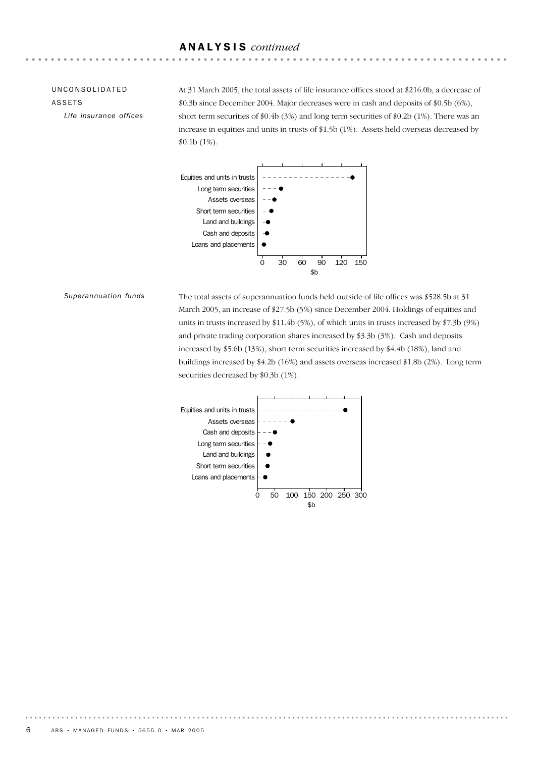## ANALYSIS *continued*

### UNCONSOLIDATED ASSETS

#### *Life insurance offices*

At 31 March 2005, the total assets of life insurance offices stood at $216.0b, a decrease of $0.3b since December 2004. Major decreases were in cash and deposits of $0.5b (6%), short term securities of $0.4b (3%) and long term securities of $0.2b (1%). There was an increase in equities and units in trusts of $1.5b (1%). Assets held overseas decreased by $0.1b (1%).

Equities and units in trusts
Long term securities
Assets overseas
Short term securities
Land and buildings
Cash and deposits
Loans and placements

0 30 60 90 120 150
$b

#### *Superannuation funds*

The total assets of superannuation funds held outside of life offices was $528.5b at 31 March 2005, an increase of $27.5b (5%) since December 2004. Holdings of equities and units in trusts increased by $11.4b (5%), of which units in trusts increased by $7.3b (9%) and private trading corporation shares increased by $3.3b (3%). Cash and deposits increased by $5.6b (13%), short term securities increased by $4.4b (18%), land and buildings increased by $4.2b (16%) and assets overseas increased $1.8b (2%). Long term securities decreased by $0.3b (1%).

Equities and units in trusts
Assets overseas
Cash and deposits
Long term securities
Land and buildings
Short term securities
Loans and placements

0 50 100 150 200 250 300
$b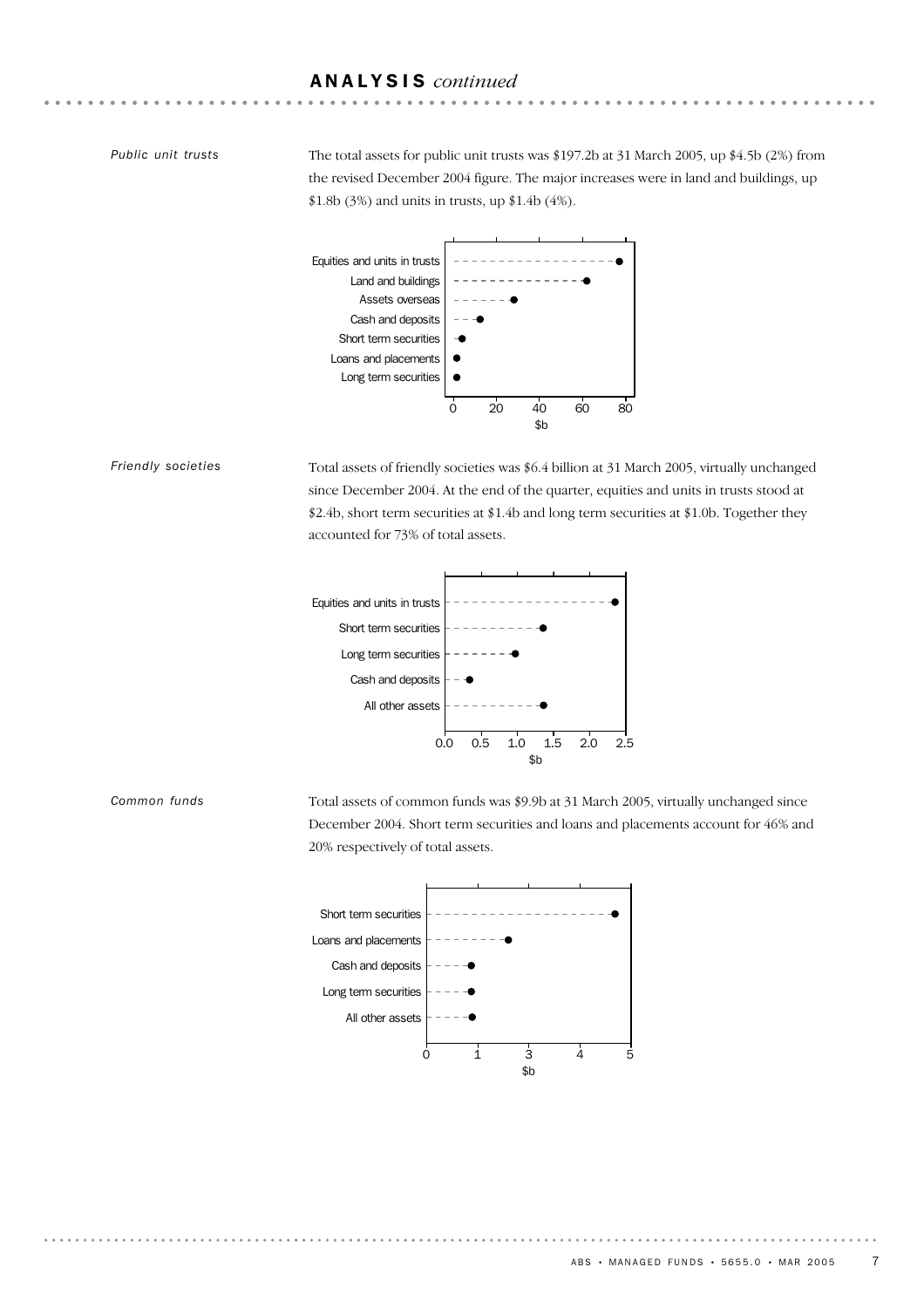## ANALYSIS *continued*

*Public unit trusts*

The total assets for public unit trusts was $197.2b at 31 March 2005, up $4.5b (2%) from the revised December 2004 figure. The major increases were in land and buildings, up $1.8b (3%) and units in trusts, up $1.4b (4%).

*Friendly societies*

Total assets of friendly societies was $6.4 billion at 31 March 2005, virtually unchanged since December 2004. At the end of the quarter, equities and units in trusts stood at $2.4b, short term securities at $1.4b and long term securities at $1.0b. Together they accounted for 73% of total assets.

*Common funds*

Total assets of common funds was $9.9b at 31 March 2005, virtually unchanged since December 2004. Short term securities and loans and placements account for 46% and 20% respectively of total assets.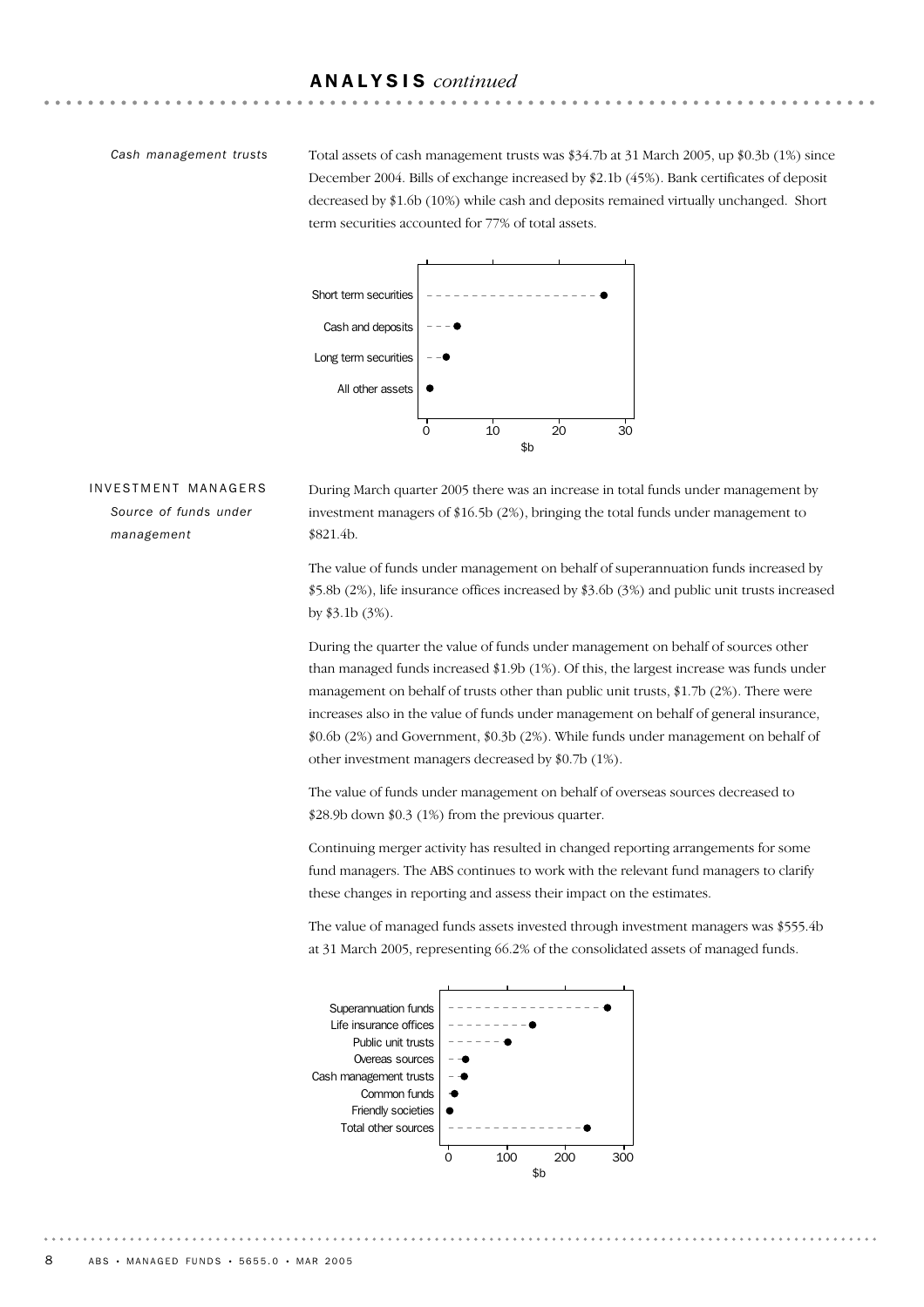## ANALYSIS *continued*

*Cash management trusts*

Total assets of cash management trusts was $34.7b at 31 March 2005, up $0.3b (1%) since December 2004. Bills of exchange increased by $2.1b (45%). Bank certificates of deposit decreased by $1.6b (10%) while cash and deposits remained virtually unchanged. Short term securities accounted for 77% of total assets.

Short term securities
Cash and deposits
Long term securities
All other assets

0 10 20 30
$b

### INVESTMENT MANAGERS

*Source of funds under management*

During March quarter 2005 there was an increase in total funds under management by investment managers of $16.5b (2%), bringing the total funds under management to $821.4b.

The value of funds under management on behalf of superannuation funds increased by $5.8b (2%), life insurance offices increased by $3.6b (3%) and public unit trusts increased by $3.1b (3%).

During the quarter the value of funds under management on behalf of sources other than managed funds increased $1.9b (1%). Of this, the largest increase was funds under management on behalf of trusts other than public unit trusts, $1.7b (2%). There were increases also in the value of funds under management on behalf of general insurance, $0.6b (2%) and Government, $0.3b (2%). While funds under management on behalf of other investment managers decreased by $0.7b (1%).

The value of funds under management on behalf of overseas sources decreased to $28.9b down $0.3 (1%) from the previous quarter.

Continuing merger activity has resulted in changed reporting arrangements for some fund managers. The ABS continues to work with the relevant fund managers to clarify these changes in reporting and assess their impact on the estimates.

The value of managed funds assets invested through investment managers was $555.4b at 31 March 2005, representing 66.2% of the consolidated assets of managed funds.

Superannuation funds
Life insurance offices
Public unit trusts
Overeas sources
Cash management trusts
Common funds
Friendly societies
Total other sources

0 100 200 300
$b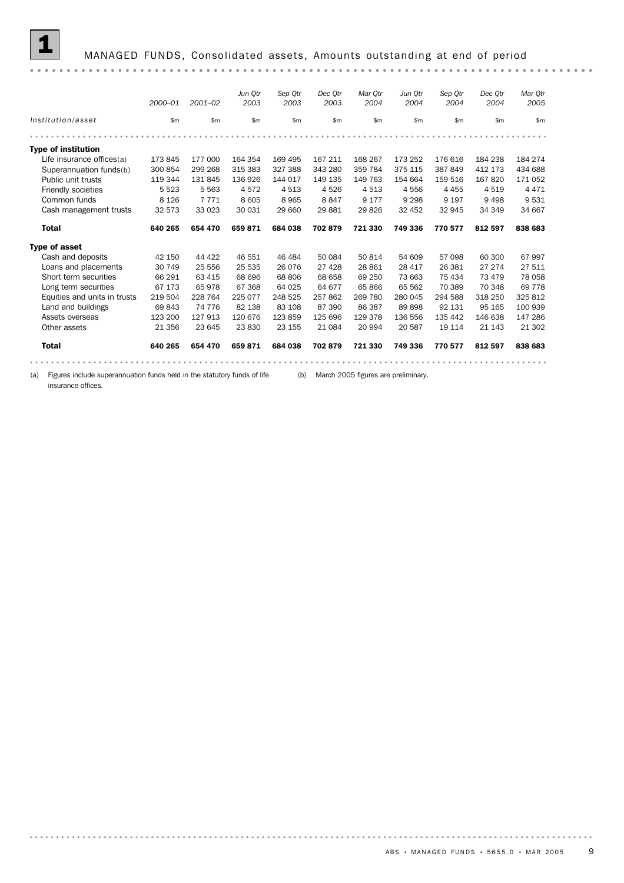# 1 MANAGED FUNDS, Consolidated assets, Amounts outstanding at end of period

| | 2000–01 | 2001–02 | Jun Qtr 2003 | Sep Qtr 2003 | Dec Qtr 2003 | Mar Qtr 2004 | Jun Qtr 2004 | Sep Qtr 2004 | Dec Qtr 2004 | Mar Qtr 2005 |
|---|---|---|---|---|---|---|---|---|---|---|
| *Institution/asset* | $m | $m | $m | $m | $m | $m | $m | $m | $m | $m |
| **Type of institution** | | | | | | | | | | |
| Life insurance offices(a) | 173 845 | 177 000 | 164 354 | 169 495 | 167 211 | 168 267 | 173 252 | 176 616 | 184 238 | 184 274 |
| Superannuation funds(b) | 300 854 | 299 268 | 315 383 | 327 388 | 343 280 | 359 784 | 375 115 | 387 849 | 412 173 | 434 688 |
| Public unit trusts | 119 344 | 131 845 | 136 926 | 144 017 | 149 135 | 149 763 | 154 664 | 159 516 | 167 820 | 171 052 |
| Friendly societies | 5 523 | 5 563 | 4 572 | 4 513 | 4 526 | 4 513 | 4 556 | 4 455 | 4 519 | 4 471 |
| Common funds | 8 126 | 7 771 | 8 605 | 8 965 | 8 847 | 9 177 | 9 298 | 9 197 | 9 498 | 9 531 |
| Cash management trusts | 32 573 | 33 023 | 30 031 | 29 660 | 29 881 | 29 826 | 32 452 | 32 945 | 34 349 | 34 667 |
| **Total** | **640 265** | **654 470** | **659 871** | **684 038** | **702 879** | **721 330** | **749 336** | **770 577** | **812 597** | **838 683** |
| **Type of asset** | | | | | | | | | | |
| Cash and deposits | 42 150 | 44 422 | 46 551 | 46 484 | 50 084 | 50 814 | 54 609 | 57 098 | 60 300 | 67 997 |
| Loans and placements | 30 749 | 25 556 | 25 535 | 26 076 | 27 428 | 28 861 | 28 417 | 26 381 | 27 274 | 27 511 |
| Short term securities | 66 291 | 63 415 | 68 696 | 68 806 | 68 658 | 69 250 | 73 663 | 75 434 | 73 479 | 78 058 |
| Long term securities | 67 173 | 65 978 | 67 368 | 64 025 | 64 677 | 65 866 | 65 562 | 70 389 | 70 348 | 69 778 |
| Equities and units in trusts | 219 504 | 228 764 | 225 077 | 248 525 | 257 862 | 269 780 | 280 045 | 294 588 | 318 250 | 325 812 |
| Land and buildings | 69 843 | 74 776 | 82 138 | 83 108 | 87 390 | 86 387 | 89 898 | 92 131 | 95 165 | 100 939 |
| Assets overseas | 123 200 | 127 913 | 120 676 | 123 859 | 125 696 | 129 378 | 136 556 | 135 442 | 146 638 | 147 286 |
| Other assets | 21 356 | 23 645 | 23 830 | 23 155 | 21 084 | 20 994 | 20 587 | 19 114 | 21 143 | 21 302 |
| **Total** | **640 265** | **654 470** | **659 871** | **684 038** | **702 879** | **721 330** | **749 336** | **770 577** | **812 597** | **838 683** |

(a) Figures include superannuation funds held in the statutory funds of life insurance offices.

(b) March 2005 figures are preliminary.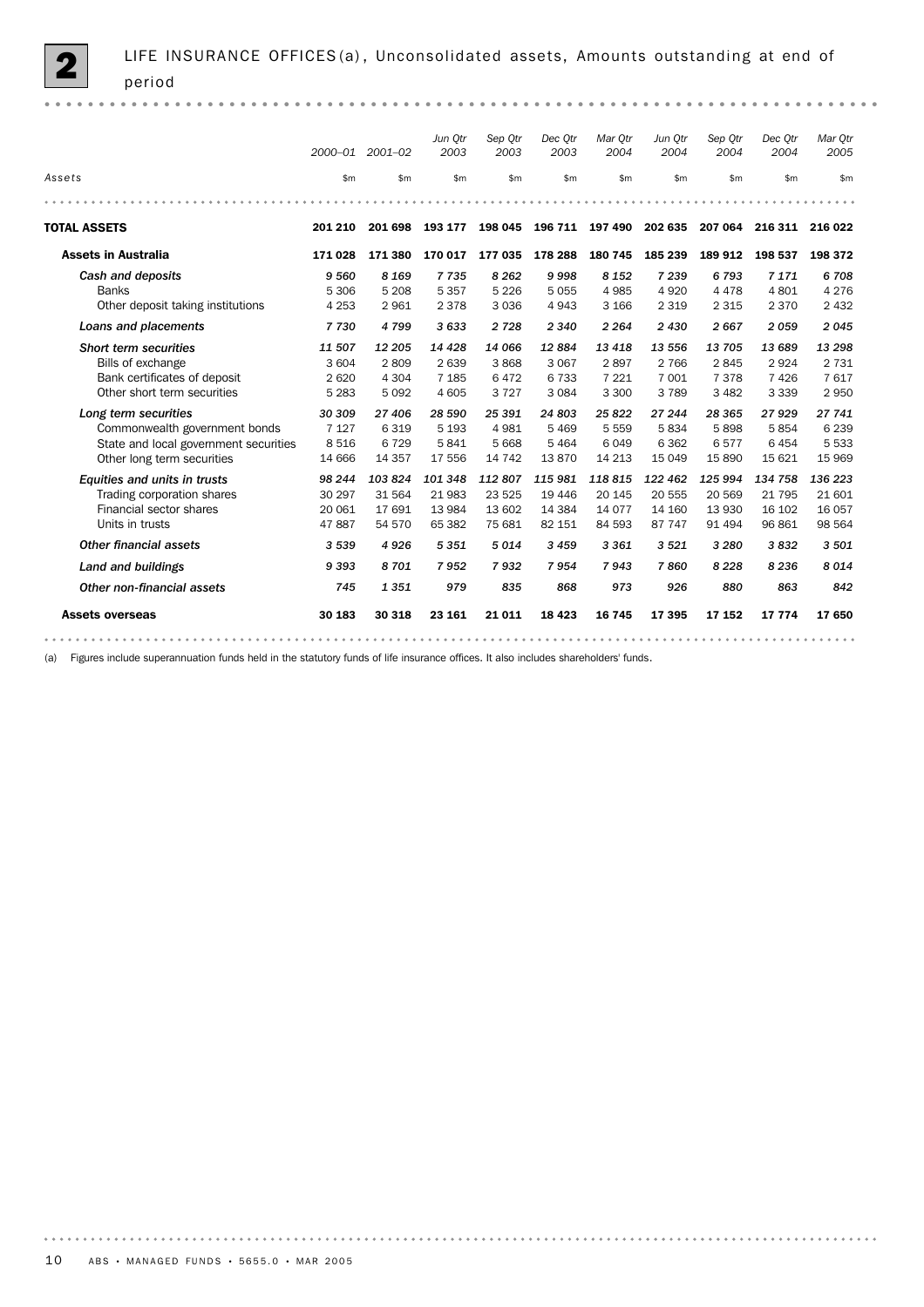## 2 LIFE INSURANCE OFFICES(a), Unconsolidated assets, Amounts outstanding at end of period

| Assets | 2000–01 | 2001–02 | Jun Qtr 2003 | Sep Qtr 2003 | Dec Qtr 2003 | Mar Qtr 2004 | Jun Qtr 2004 | Sep Qtr 2004 | Dec Qtr 2004 | Mar Qtr 2005 |
|---|---|---|---|---|---|---|---|---|---|---|
| | $m | $m | $m | $m | $m | $m | $m | $m | $m | $m |
| **TOTAL ASSETS** | **201 210** | **201 698** | **193 177** | **198 045** | **196 711** | **197 490** | **202 635** | **207 064** | **216 311** | **216 022** |
| **Assets in Australia** | **171 028** | **171 380** | **170 017** | **177 035** | **178 288** | **180 745** | **185 239** | **189 912** | **198 537** | **198 372** |
| *Cash and deposits* | *9 560* | *8 169* | *7 735* | *8 262* | *9 998* | *8 152* | *7 239* | *6 793* | *7 171* | *6 708* |
| Banks | 5 306 | 5 208 | 5 357 | 5 226 | 5 055 | 4 985 | 4 920 | 4 478 | 4 801 | 4 276 |
| Other deposit taking institutions | 4 253 | 2 961 | 2 378 | 3 036 | 4 943 | 3 166 | 2 319 | 2 315 | 2 370 | 2 432 |
| *Loans and placements* | *7 730* | *4 799* | *3 633* | *2 728* | *2 340* | *2 264* | *2 430* | *2 667* | *2 059* | *2 045* |
| *Short term securities* | *11 507* | *12 205* | *14 428* | *14 066* | *12 884* | *13 418* | *13 556* | *13 705* | *13 689* | *13 298* |
| Bills of exchange | 3 604 | 2 809 | 2 639 | 3 868 | 3 067 | 2 897 | 2 766 | 2 845 | 2 924 | 2 731 |
| Bank certificates of deposit | 2 620 | 4 304 | 7 185 | 6 472 | 6 733 | 7 221 | 7 001 | 7 378 | 7 426 | 7 617 |
| Other short term securities | 5 283 | 5 092 | 4 605 | 3 727 | 3 084 | 3 300 | 3 789 | 3 482 | 3 339 | 2 950 |
| *Long term securities* | *30 309* | *27 406* | *28 590* | *25 391* | *24 803* | *25 822* | *27 244* | *28 365* | *27 929* | *27 741* |
| Commonwealth government bonds | 7 127 | 6 319 | 5 193 | 4 981 | 5 469 | 5 559 | 5 834 | 5 898 | 5 854 | 6 239 |
| State and local government securities | 8 516 | 6 729 | 5 841 | 5 668 | 5 464 | 6 049 | 6 362 | 6 577 | 6 454 | 5 533 |
| Other long term securities | 14 666 | 14 357 | 17 556 | 14 742 | 13 870 | 14 213 | 15 049 | 15 890 | 15 621 | 15 969 |
| *Equities and units in trusts* | *98 244* | *103 824* | *101 348* | *112 807* | *115 981* | *118 815* | *122 462* | *125 994* | *134 758* | *136 223* |
| Trading corporation shares | 30 297 | 31 564 | 21 983 | 23 525 | 19 446 | 20 145 | 20 555 | 20 569 | 21 795 | 21 601 |
| Financial sector shares | 20 061 | 17 691 | 13 984 | 13 602 | 14 384 | 14 077 | 14 160 | 13 930 | 16 102 | 16 057 |
| Units in trusts | 47 887 | 54 570 | 65 382 | 75 681 | 82 151 | 84 593 | 87 747 | 91 494 | 96 861 | 98 564 |
| *Other financial assets* | *3 539* | *4 926* | *5 351* | *5 014* | *3 459* | *3 361* | *3 521* | *3 280* | *3 832* | *3 501* |
| *Land and buildings* | *9 393* | *8 701* | *7 952* | *7 932* | *7 954* | *7 943* | *7 860* | *8 228* | *8 236* | *8 014* |
| *Other non-financial assets* | *745* | *1 351* | *979* | *835* | *868* | *973* | *926* | *880* | *863* | *842* |
| **Assets overseas** | **30 183** | **30 318** | **23 161** | **21 011** | **18 423** | **16 745** | **17 395** | **17 152** | **17 774** | **17 650** |

(a) Figures include superannuation funds held in the statutory funds of life insurance offices. It also includes shareholders' funds.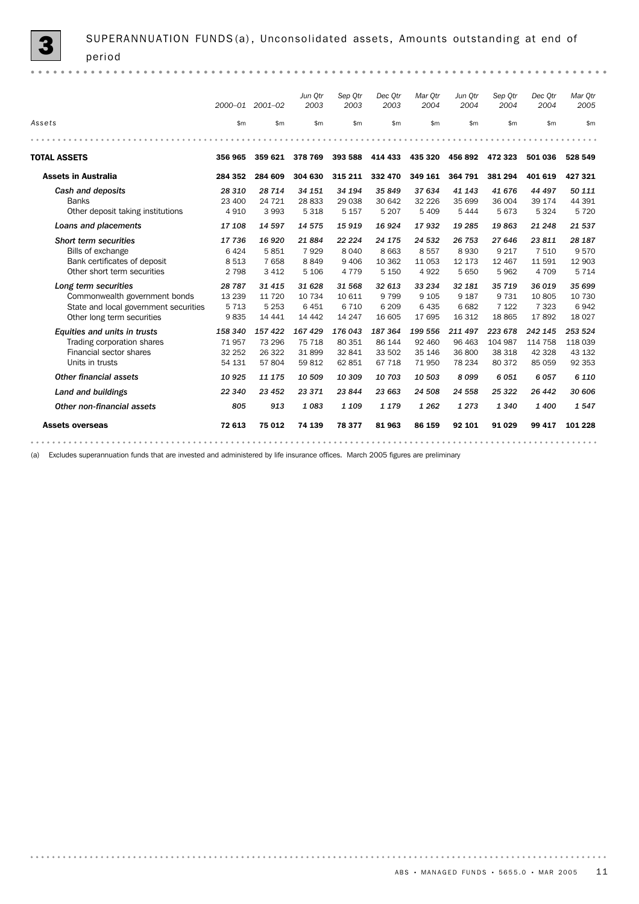# 3 SUPERANNUATION FUNDS(a), Unconsolidated assets, Amounts outstanding at end of period

| Assets | 2000–01 | 2001–02 | Jun Qtr 2003 | Sep Qtr 2003 | Dec Qtr 2003 | Mar Qtr 2004 | Jun Qtr 2004 | Sep Qtr 2004 | Dec Qtr 2004 | Mar Qtr 2005 |
|---|---|---|---|---|---|---|---|---|---|---|
| | $m | $m | $m | $m | $m | $m | $m | $m | $m | $m |
| **TOTAL ASSETS** | **356 965** | **359 621** | **378 769** | **393 588** | **414 433** | **435 320** | **456 892** | **472 323** | **501 036** | **528 549** |
| **Assets in Australia** | **284 352** | **284 609** | **304 630** | **315 211** | **332 470** | **349 161** | **364 791** | **381 294** | **401 619** | **427 321** |
| *Cash and deposits* | *28 310* | *28 714* | *34 151* | *34 194* | *35 849* | *37 634* | *41 143* | *41 676* | *44 497* | *50 111* |
| Banks | 23 400 | 24 721 | 28 833 | 29 038 | 30 642 | 32 226 | 35 699 | 36 004 | 39 174 | 44 391 |
| Other deposit taking institutions | 4 910 | 3 993 | 5 318 | 5 157 | 5 207 | 5 409 | 5 444 | 5 673 | 5 324 | 5 720 |
| *Loans and placements* | *17 108* | *14 597* | *14 575* | *15 919* | *16 924* | *17 932* | *19 285* | *19 863* | *21 248* | *21 537* |
| *Short term securities* | *17 736* | *16 920* | *21 884* | *22 224* | *24 175* | *24 532* | *26 753* | *27 646* | *23 811* | *28 187* |
| Bills of exchange | 6 424 | 5 851 | 7 929 | 8 040 | 8 663 | 8 557 | 8 930 | 9 217 | 7 510 | 9 570 |
| Bank certificates of deposit | 8 513 | 7 658 | 8 849 | 9 406 | 10 362 | 11 053 | 12 173 | 12 467 | 11 591 | 12 903 |
| Other short term securities | 2 798 | 3 412 | 5 106 | 4 779 | 5 150 | 4 922 | 5 650 | 5 962 | 4 709 | 5 714 |
| *Long term securities* | *28 787* | *31 415* | *31 628* | *31 568* | *32 613* | *33 234* | *32 181* | *35 719* | *36 019* | *35 699* |
| Commonwealth government bonds | 13 239 | 11 720 | 10 734 | 10 611 | 9 799 | 9 105 | 9 187 | 9 731 | 10 805 | 10 730 |
| State and local government securities | 5 713 | 5 253 | 6 451 | 6 710 | 6 209 | 6 435 | 6 682 | 7 122 | 7 323 | 6 942 |
| Other long term securities | 9 835 | 14 441 | 14 442 | 14 247 | 16 605 | 17 695 | 16 312 | 18 865 | 17 892 | 18 027 |
| *Equities and units in trusts* | *158 340* | *157 422* | *167 429* | *176 043* | *187 364* | *199 556* | *211 497* | *223 678* | *242 145* | *253 524* |
| Trading corporation shares | 71 957 | 73 296 | 75 718 | 80 351 | 86 144 | 92 460 | 96 463 | 104 987 | 114 758 | 118 039 |
| Financial sector shares | 32 252 | 26 322 | 31 899 | 32 841 | 33 502 | 35 146 | 36 800 | 38 318 | 42 328 | 43 132 |
| Units in trusts | 54 131 | 57 804 | 59 812 | 62 851 | 67 718 | 71 950 | 78 234 | 80 372 | 85 059 | 92 353 |
| *Other financial assets* | *10 925* | *11 175* | *10 509* | *10 309* | *10 703* | *10 503* | *8 099* | *6 051* | *6 057* | *6 110* |
| *Land and buildings* | *22 340* | *23 452* | *23 371* | *23 844* | *23 663* | *24 508* | *24 558* | *25 322* | *26 442* | *30 606* |
| *Other non-financial assets* | *805* | *913* | *1 083* | *1 109* | *1 179* | *1 262* | *1 273* | *1 340* | *1 400* | *1 547* |
| **Assets overseas** | **72 613** | **75 012** | **74 139** | **78 377** | **81 963** | **86 159** | **92 101** | **91 029** | **99 417** | **101 228** |

(a) Excludes superannuation funds that are invested and administered by life insurance offices. March 2005 figures are preliminary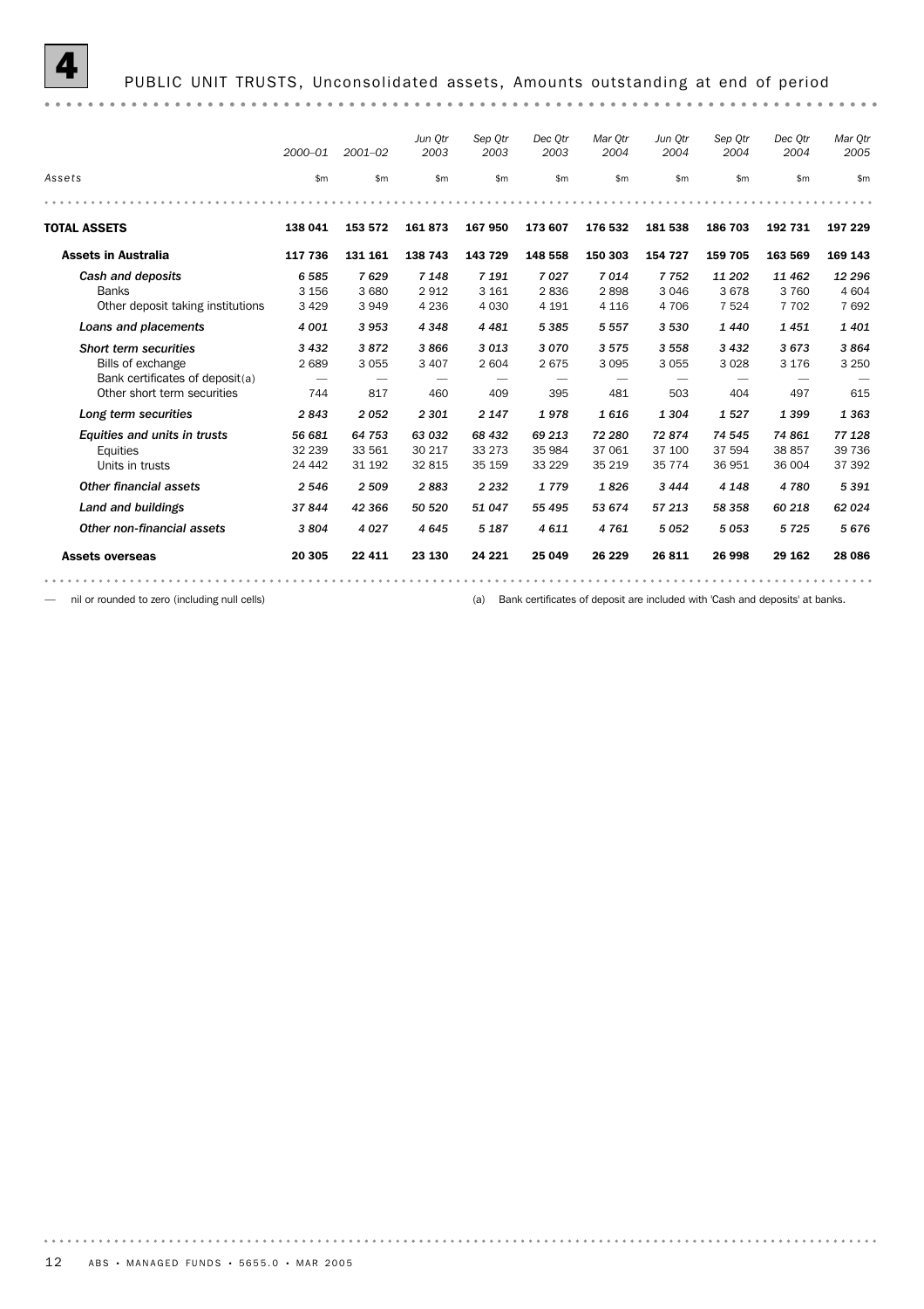# 4 PUBLIC UNIT TRUSTS, Unconsolidated assets, Amounts outstanding at end of period

| Assets | 2000–01 | 2001–02 | Jun Qtr 2003 | Sep Qtr 2003 | Dec Qtr 2003 | Mar Qtr 2004 | Jun Qtr 2004 | Sep Qtr 2004 | Dec Qtr 2004 | Mar Qtr 2005 |
|---|---|---|---|---|---|---|---|---|---|---|
| | $m | $m | $m | $m | $m | $m | $m | $m | $m | $m |
| **TOTAL ASSETS** | **138 041** | **153 572** | **161 873** | **167 950** | **173 607** | **176 532** | **181 538** | **186 703** | **192 731** | **197 229** |
| **Assets in Australia** | **117 736** | **131 161** | **138 743** | **143 729** | **148 558** | **150 303** | **154 727** | **159 705** | **163 569** | **169 143** |
| *Cash and deposits* | *6 585* | *7 629* | *7 148* | *7 191* | *7 027* | *7 014* | *7 752* | *11 202* | *11 462* | *12 296* |
| Banks | 3 156 | 3 680 | 2 912 | 3 161 | 2 836 | 2 898 | 3 046 | 3 678 | 3 760 | 4 604 |
| Other deposit taking institutions | 3 429 | 3 949 | 4 236 | 4 030 | 4 191 | 4 116 | 4 706 | 7 524 | 7 702 | 7 692 |
| *Loans and placements* | *4 001* | *3 953* | *4 348* | *4 481* | *5 385* | *5 557* | *3 530* | *1 440* | *1 451* | *1 401* |
| *Short term securities* | *3 432* | *3 872* | *3 866* | *3 013* | *3 070* | *3 575* | *3 558* | *3 432* | *3 673* | *3 864* |
| Bills of exchange | 2 689 | 3 055 | 3 407 | 2 604 | 2 675 | 3 095 | 3 055 | 3 028 | 3 176 | 3 250 |
| Bank certificates of deposit(a) | — | — | — | — | — | — | — | — | — | — |
| Other short term securities | 744 | 817 | 460 | 409 | 395 | 481 | 503 | 404 | 497 | 615 |
| *Long term securities* | *2 843* | *2 052* | *2 301* | *2 147* | *1 978* | *1 616* | *1 304* | *1 527* | *1 399* | *1 363* |
| *Equities and units in trusts* | *56 681* | *64 753* | *63 032* | *68 432* | *69 213* | *72 280* | *72 874* | *74 545* | *74 861* | *77 128* |
| Equities | 32 239 | 33 561 | 30 217 | 33 273 | 35 984 | 37 061 | 37 100 | 37 594 | 38 857 | 39 736 |
| Units in trusts | 24 442 | 31 192 | 32 815 | 35 159 | 33 229 | 35 219 | 35 774 | 36 951 | 36 004 | 37 392 |
| *Other financial assets* | *2 546* | *2 509* | *2 883* | *2 232* | *1 779* | *1 826* | *3 444* | *4 148* | *4 780* | *5 391* |
| *Land and buildings* | *37 844* | *42 366* | *50 520* | *51 047* | *55 495* | *53 674* | *57 213* | *58 358* | *60 218* | *62 024* |
| *Other non-financial assets* | *3 804* | *4 027* | *4 645* | *5 187* | *4 611* | *4 761* | *5 052* | *5 053* | *5 725* | *5 676* |
| **Assets overseas** | **20 305** | **22 411** | **23 130** | **24 221** | **25 049** | **26 229** | **26 811** | **26 998** | **29 162** | **28 086** |

— nil or rounded to zero (including null cells)

(a) Bank certificates of deposit are included with 'Cash and deposits' at banks.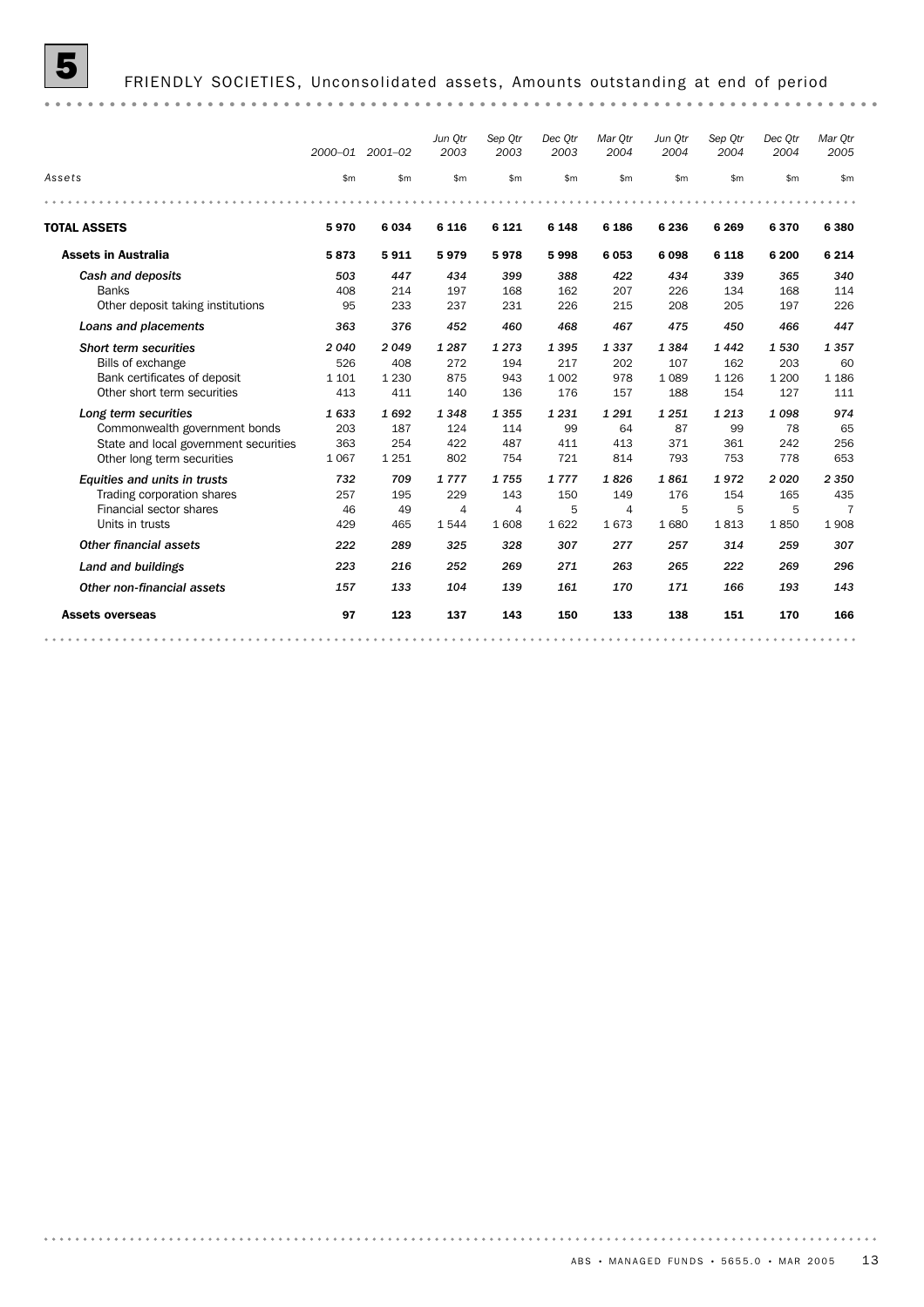## 5 FRIENDLY SOCIETIES, Unconsolidated assets, Amounts outstanding at end of period

| Assets | 2000–01 | 2001–02 | Jun Qtr 2003 | Sep Qtr 2003 | Dec Qtr 2003 | Mar Qtr 2004 | Jun Qtr 2004 | Sep Qtr 2004 | Dec Qtr 2004 | Mar Qtr 2005 |
|---|---|---|---|---|---|---|---|---|---|---|
| | $m | $m | $m | $m | $m | $m | $m | $m | $m | $m |
| **TOTAL ASSETS** | **5 970** | **6 034** | **6 116** | **6 121** | **6 148** | **6 186** | **6 236** | **6 269** | **6 370** | **6 380** |
| **Assets in Australia** | **5 873** | **5 911** | **5 979** | **5 978** | **5 998** | **6 053** | **6 098** | **6 118** | **6 200** | **6 214** |
| *Cash and deposits* | *503* | *447* | *434* | *399* | *388* | *422* | *434* | *339* | *365* | *340* |
| Banks | 408 | 214 | 197 | 168 | 162 | 207 | 226 | 134 | 168 | 114 |
| Other deposit taking institutions | 95 | 233 | 237 | 231 | 226 | 215 | 208 | 205 | 197 | 226 |
| *Loans and placements* | *363* | *376* | *452* | *460* | *468* | *467* | *475* | *450* | *466* | *447* |
| *Short term securities* | *2 040* | *2 049* | *1 287* | *1 273* | *1 395* | *1 337* | *1 384* | *1 442* | *1 530* | *1 357* |
| Bills of exchange | 526 | 408 | 272 | 194 | 217 | 202 | 107 | 162 | 203 | 60 |
| Bank certificates of deposit | 1 101 | 1 230 | 875 | 943 | 1 002 | 978 | 1 089 | 1 126 | 1 200 | 1 186 |
| Other short term securities | 413 | 411 | 140 | 136 | 176 | 157 | 188 | 154 | 127 | 111 |
| *Long term securities* | *1 633* | *1 692* | *1 348* | *1 355* | *1 231* | *1 291* | *1 251* | *1 213* | *1 098* | *974* |
| Commonwealth government bonds | 203 | 187 | 124 | 114 | 99 | 64 | 87 | 99 | 78 | 65 |
| State and local government securities | 363 | 254 | 422 | 487 | 411 | 413 | 371 | 361 | 242 | 256 |
| Other long term securities | 1 067 | 1 251 | 802 | 754 | 721 | 814 | 793 | 753 | 778 | 653 |
| *Equities and units in trusts* | *732* | *709* | *1 777* | *1 755* | *1 777* | *1 826* | *1 861* | *1 972* | *2 020* | *2 350* |
| Trading corporation shares | 257 | 195 | 229 | 143 | 150 | 149 | 176 | 154 | 165 | 435 |
| Financial sector shares | 46 | 49 | 4 | 4 | 5 | 4 | 5 | 5 | 5 | 7 |
| Units in trusts | 429 | 465 | 1 544 | 1 608 | 1 622 | 1 673 | 1 680 | 1 813 | 1 850 | 1 908 |
| *Other financial assets* | *222* | *289* | *325* | *328* | *307* | *277* | *257* | *314* | *259* | *307* |
| *Land and buildings* | *223* | *216* | *252* | *269* | *271* | *263* | *265* | *222* | *269* | *296* |
| *Other non-financial assets* | *157* | *133* | *104* | *139* | *161* | *170* | *171* | *166* | *193* | *143* |
| **Assets overseas** | **97** | **123** | **137** | **143** | **150** | **133** | **138** | **151** | **170** | **166** |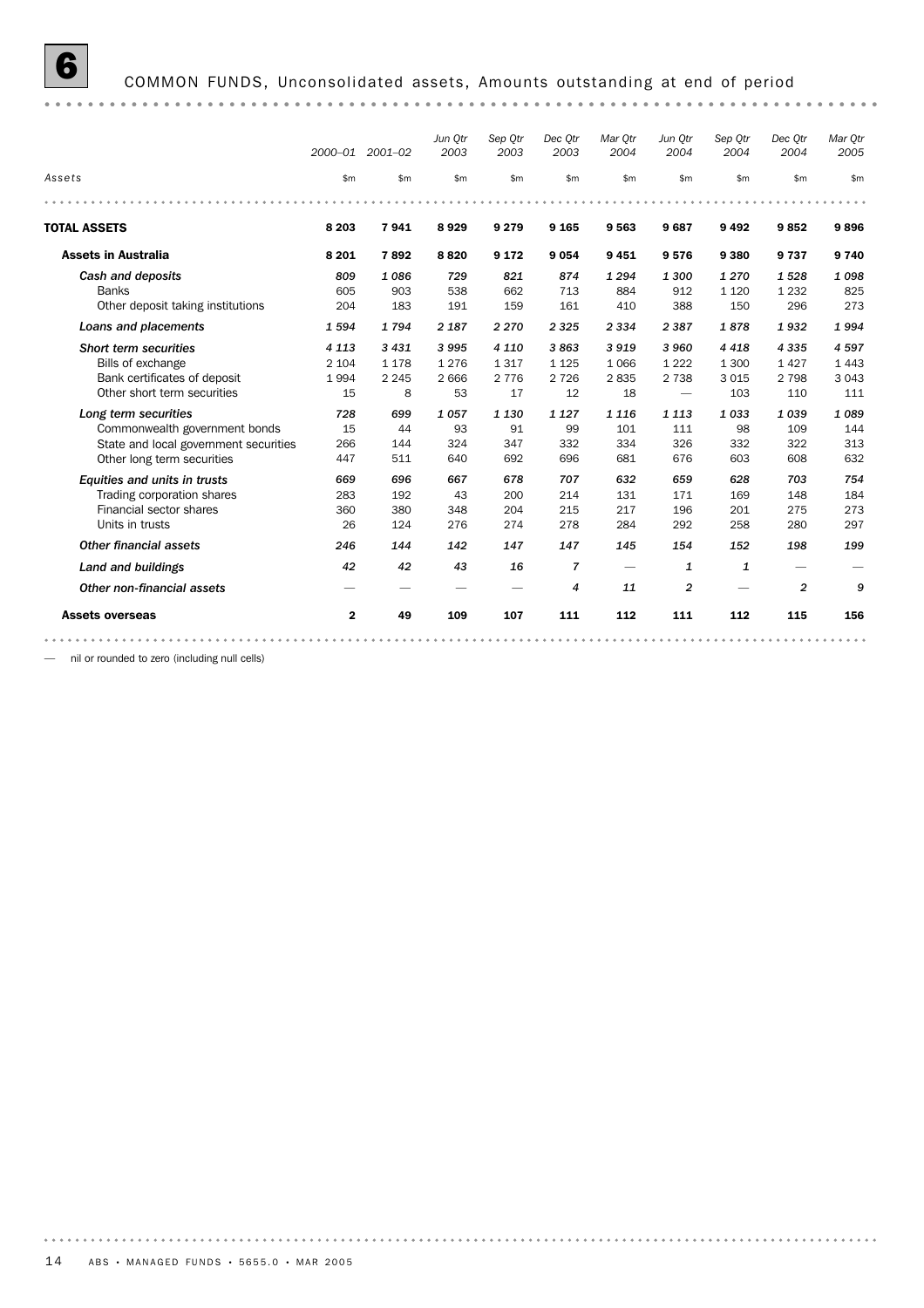# 6 COMMON FUNDS, Unconsolidated assets, Amounts outstanding at end of period

| Assets | 2000–01 | 2001–02 | Jun Qtr 2003 | Sep Qtr 2003 | Dec Qtr 2003 | Mar Qtr 2004 | Jun Qtr 2004 | Sep Qtr 2004 | Dec Qtr 2004 | Mar Qtr 2005 |
|---|---|---|---|---|---|---|---|---|---|---|
| | $m | $m | $m | $m | $m | $m | $m | $m | $m | $m |
| **TOTAL ASSETS** | **8 203** | **7 941** | **8 929** | **9 279** | **9 165** | **9 563** | **9 687** | **9 492** | **9 852** | **9 896** |
| **Assets in Australia** | **8 201** | **7 892** | **8 820** | **9 172** | **9 054** | **9 451** | **9 576** | **9 380** | **9 737** | **9 740** |
| *Cash and deposits* | *809* | *1 086* | *729* | *821* | *874* | *1 294* | *1 300* | *1 270* | *1 528* | *1 098* |
| Banks | 605 | 903 | 538 | 662 | 713 | 884 | 912 | 1 120 | 1 232 | 825 |
| Other deposit taking institutions | 204 | 183 | 191 | 159 | 161 | 410 | 388 | 150 | 296 | 273 |
| *Loans and placements* | *1 594* | *1 794* | *2 187* | *2 270* | *2 325* | *2 334* | *2 387* | *1 878* | *1 932* | *1 994* |
| *Short term securities* | *4 113* | *3 431* | *3 995* | *4 110* | *3 863* | *3 919* | *3 960* | *4 418* | *4 335* | *4 597* |
| Bills of exchange | 2 104 | 1 178 | 1 276 | 1 317 | 1 125 | 1 066 | 1 222 | 1 300 | 1 427 | 1 443 |
| Bank certificates of deposit | 1 994 | 2 245 | 2 666 | 2 776 | 2 726 | 2 835 | 2 738 | 3 015 | 2 798 | 3 043 |
| Other short term securities | 15 | 8 | 53 | 17 | 12 | 18 | — | 103 | 110 | 111 |
| *Long term securities* | *728* | *699* | *1 057* | *1 130* | *1 127* | *1 116* | *1 113* | *1 033* | *1 039* | *1 089* |
| Commonwealth government bonds | 15 | 44 | 93 | 91 | 99 | 101 | 111 | 98 | 109 | 144 |
| State and local government securities | 266 | 144 | 324 | 347 | 332 | 334 | 326 | 332 | 322 | 313 |
| Other long term securities | 447 | 511 | 640 | 692 | 696 | 681 | 676 | 603 | 608 | 632 |
| *Equities and units in trusts* | *669* | *696* | *667* | *678* | *707* | *632* | *659* | *628* | *703* | *754* |
| Trading corporation shares | 283 | 192 | 43 | 200 | 214 | 131 | 171 | 169 | 148 | 184 |
| Financial sector shares | 360 | 380 | 348 | 204 | 215 | 217 | 196 | 201 | 275 | 273 |
| Units in trusts | 26 | 124 | 276 | 274 | 278 | 284 | 292 | 258 | 280 | 297 |
| *Other financial assets* | *246* | *144* | *142* | *147* | *147* | *145* | *154* | *152* | *198* | *199* |
| *Land and buildings* | *42* | *42* | *43* | *16* | *7* | — | *1* | *1* | — | — |
| *Other non-financial assets* | — | — | — | — | *4* | *11* | *2* | — | *2* | *9* |
| **Assets overseas** | **2** | **49** | **109** | **107** | **111** | **112** | **111** | **112** | **115** | **156** |

— nil or rounded to zero (including null cells)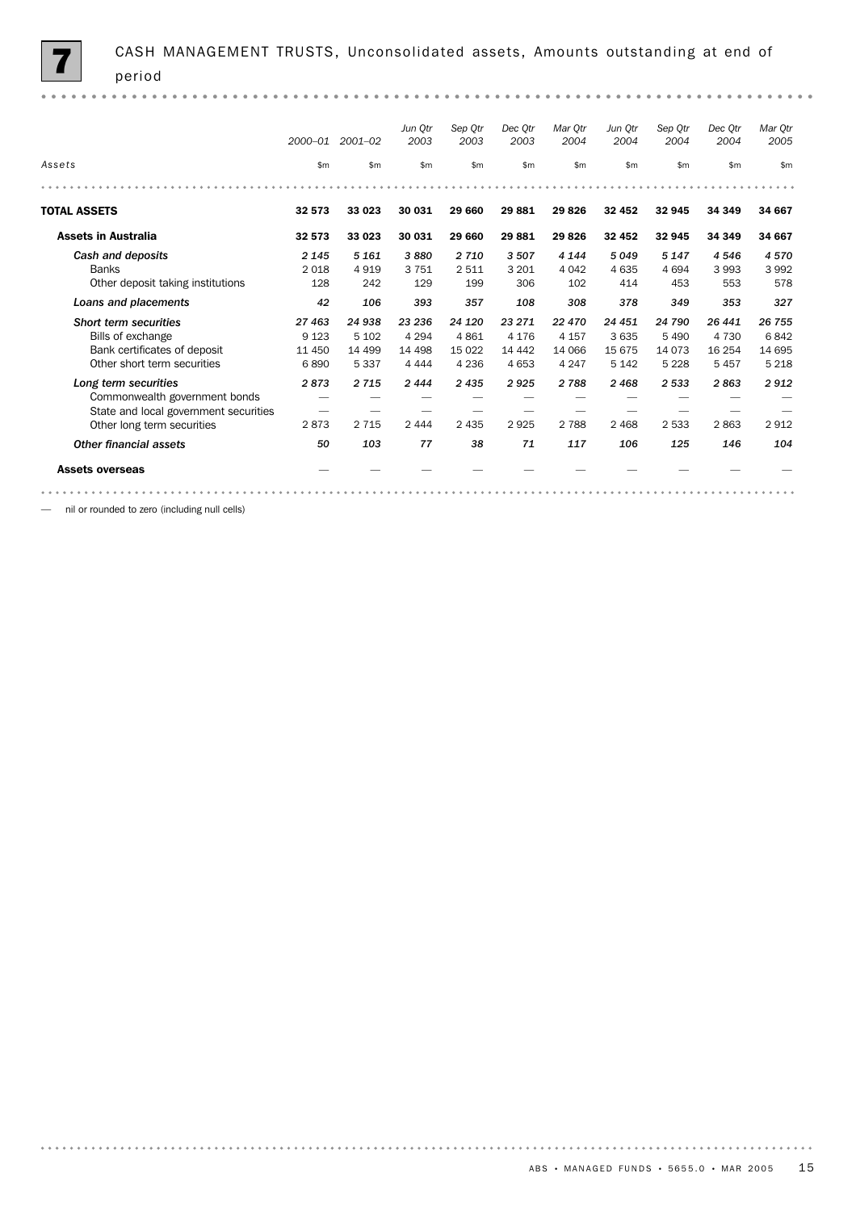# 7 CASH MANAGEMENT TRUSTS, Unconsolidated assets, Amounts outstanding at end of period

| Assets | 2000–01 | 2001–02 | Jun Qtr 2003 | Sep Qtr 2003 | Dec Qtr 2003 | Mar Qtr 2004 | Jun Qtr 2004 | Sep Qtr 2004 | Dec Qtr 2004 | Mar Qtr 2005 |
|---|---|---|---|---|---|---|---|---|---|---|
| | $m | $m | $m | $m | $m | $m | $m | $m | $m | $m |
| **TOTAL ASSETS** | **32 573** | **33 023** | **30 031** | **29 660** | **29 881** | **29 826** | **32 452** | **32 945** | **34 349** | **34 667** |
| **Assets in Australia** | **32 573** | **33 023** | **30 031** | **29 660** | **29 881** | **29 826** | **32 452** | **32 945** | **34 349** | **34 667** |
| *Cash and deposits* | *2 145* | *5 161* | *3 880* | *2 710* | *3 507* | *4 144* | *5 049* | *5 147* | *4 546* | *4 570* |
| Banks | 2 018 | 4 919 | 3 751 | 2 511 | 3 201 | 4 042 | 4 635 | 4 694 | 3 993 | 3 992 |
| Other deposit taking institutions | 128 | 242 | 129 | 199 | 306 | 102 | 414 | 453 | 553 | 578 |
| *Loans and placements* | *42* | *106* | *393* | *357* | *108* | *308* | *378* | *349* | *353* | *327* |
| *Short term securities* | *27 463* | *24 938* | *23 236* | *24 120* | *23 271* | *22 470* | *24 451* | *24 790* | *26 441* | *26 755* |
| Bills of exchange | 9 123 | 5 102 | 4 294 | 4 861 | 4 176 | 4 157 | 3 635 | 5 490 | 4 730 | 6 842 |
| Bank certificates of deposit | 11 450 | 14 499 | 14 498 | 15 022 | 14 442 | 14 066 | 15 675 | 14 073 | 16 254 | 14 695 |
| Other short term securities | 6 890 | 5 337 | 4 444 | 4 236 | 4 653 | 4 247 | 5 142 | 5 228 | 5 457 | 5 218 |
| *Long term securities* | *2 873* | *2 715* | *2 444* | *2 435* | *2 925* | *2 788* | *2 468* | *2 533* | *2 863* | *2 912* |
| Commonwealth government bonds | — | — | — | — | — | — | — | — | — | — |
| State and local government securities | — | — | — | — | — | — | — | — | — | — |
| Other long term securities | 2 873 | 2 715 | 2 444 | 2 435 | 2 925 | 2 788 | 2 468 | 2 533 | 2 863 | 2 912 |
| *Other financial assets* | *50* | *103* | *77* | *38* | *71* | *117* | *106* | *125* | *146* | *104* |
| **Assets overseas** | — | — | — | — | — | — | — | — | — | — |

— nil or rounded to zero (including null cells)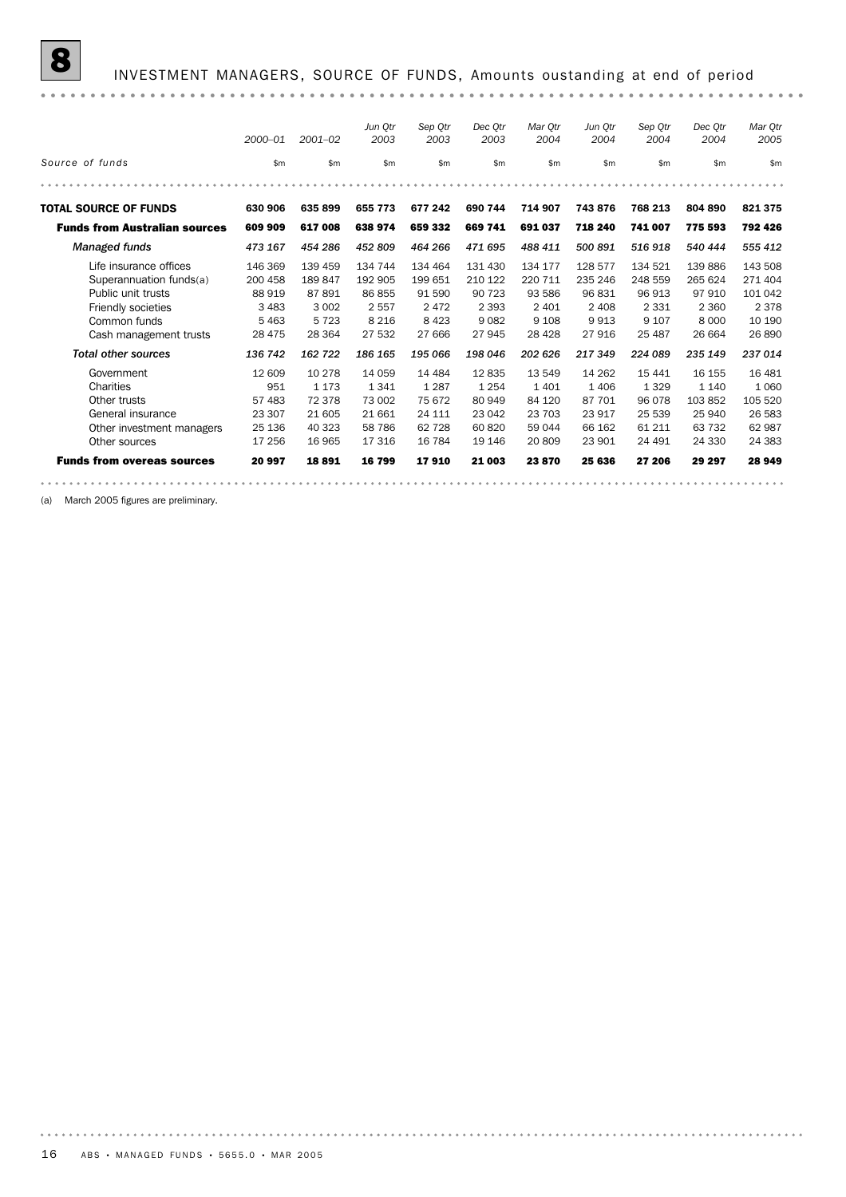# 8 INVESTMENT MANAGERS, SOURCE OF FUNDS, Amounts oustanding at end of period

| Source of funds | 2000–01 | 2001–02 | Jun Qtr 2003 | Sep Qtr 2003 | Dec Qtr 2003 | Mar Qtr 2004 | Jun Qtr 2004 | Sep Qtr 2004 | Dec Qtr 2004 | Mar Qtr 2005 |
|---|---|---|---|---|---|---|---|---|---|---|
| | $m | $m | $m | $m | $m | $m | $m | $m | $m | $m |
| **TOTAL SOURCE OF FUNDS** | **630 906** | **635 899** | **655 773** | **677 242** | **690 744** | **714 907** | **743 876** | **768 213** | **804 890** | **821 375** |
| **Funds from Australian sources** | **609 909** | **617 008** | **638 974** | **659 332** | **669 741** | **691 037** | **718 240** | **741 007** | **775 593** | **792 426** |
| *Managed funds* | *473 167* | *454 286* | *452 809* | *464 266* | *471 695* | *488 411* | *500 891* | *516 918* | *540 444* | *555 412* |
| Life insurance offices | 146 369 | 139 459 | 134 744 | 134 464 | 131 430 | 134 177 | 128 577 | 134 521 | 139 886 | 143 508 |
| Superannuation funds(a) | 200 458 | 189 847 | 192 905 | 199 651 | 210 122 | 220 711 | 235 246 | 248 559 | 265 624 | 271 404 |
| Public unit trusts | 88 919 | 87 891 | 86 855 | 91 590 | 90 723 | 93 586 | 96 831 | 96 913 | 97 910 | 101 042 |
| Friendly societies | 3 483 | 3 002 | 2 557 | 2 472 | 2 393 | 2 401 | 2 408 | 2 331 | 2 360 | 2 378 |
| Common funds | 5 463 | 5 723 | 8 216 | 8 423 | 9 082 | 9 108 | 9 913 | 9 107 | 8 000 | 10 190 |
| Cash management trusts | 28 475 | 28 364 | 27 532 | 27 666 | 27 945 | 28 428 | 27 916 | 25 487 | 26 664 | 26 890 |
| *Total other sources* | *136 742* | *162 722* | *186 165* | *195 066* | *198 046* | *202 626* | *217 349* | *224 089* | *235 149* | *237 014* |
| Government | 12 609 | 10 278 | 14 059 | 14 484 | 12 835 | 13 549 | 14 262 | 15 441 | 16 155 | 16 481 |
| Charities | 951 | 1 173 | 1 341 | 1 287 | 1 254 | 1 401 | 1 406 | 1 329 | 1 140 | 1 060 |
| Other trusts | 57 483 | 72 378 | 73 002 | 75 672 | 80 949 | 84 120 | 87 701 | 96 078 | 103 852 | 105 520 |
| General insurance | 23 307 | 21 605 | 21 661 | 24 111 | 23 042 | 23 703 | 23 917 | 25 539 | 25 940 | 26 583 |
| Other investment managers | 25 136 | 40 323 | 58 786 | 62 728 | 60 820 | 59 044 | 66 162 | 61 211 | 63 732 | 62 987 |
| Other sources | 17 256 | 16 965 | 17 316 | 16 784 | 19 146 | 20 809 | 23 901 | 24 491 | 24 330 | 24 383 |
| **Funds from overeas sources** | **20 997** | **18 891** | **16 799** | **17 910** | **21 003** | **23 870** | **25 636** | **27 206** | **29 297** | **28 949** |

(a) March 2005 figures are preliminary.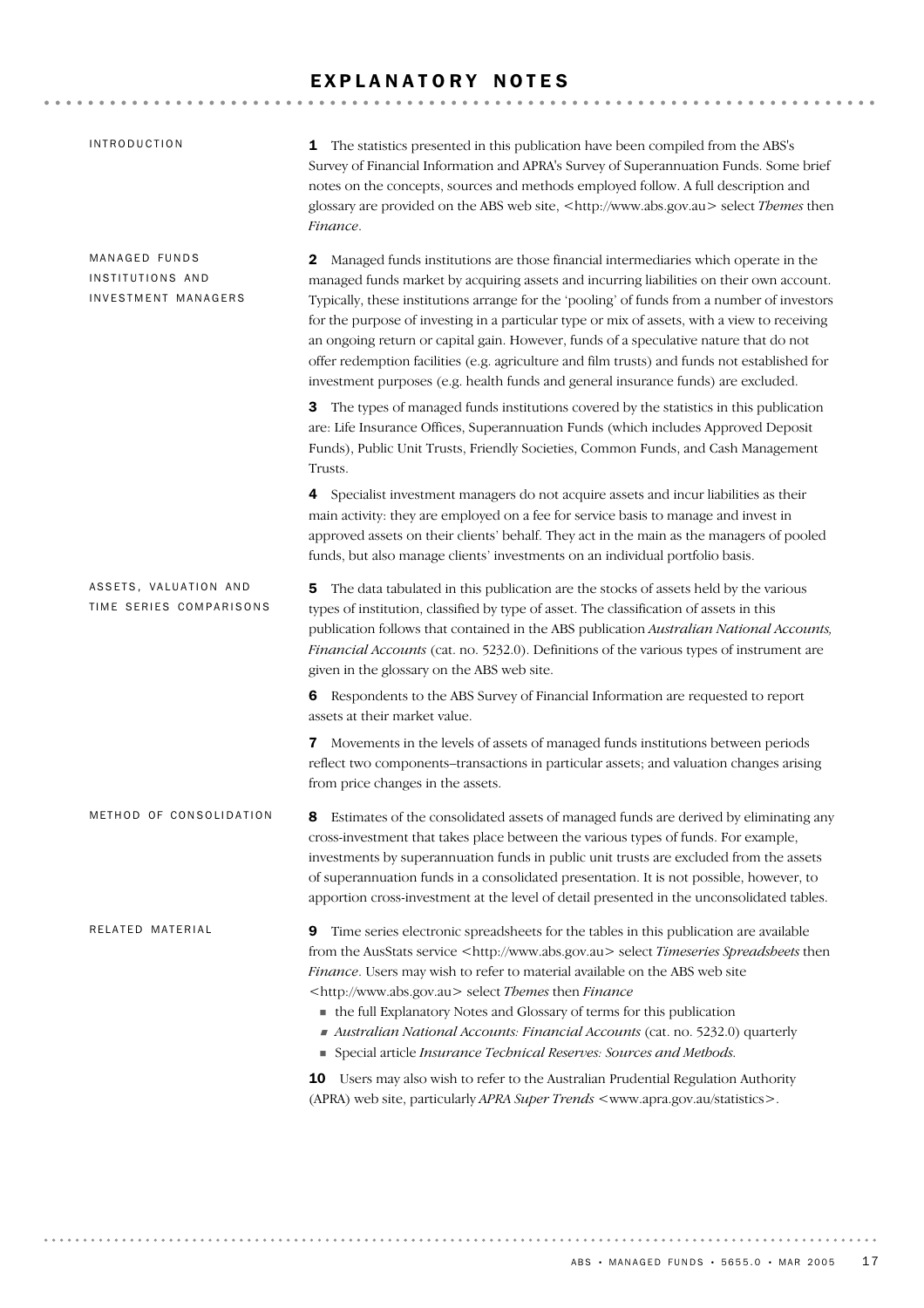# EXPLANATORY NOTES

## INTRODUCTION

**1** The statistics presented in this publication have been compiled from the ABS's Survey of Financial Information and APRA's Survey of Superannuation Funds. Some brief notes on the concepts, sources and methods employed follow. A full description and glossary are provided on the ABS web site, <http://www.abs.gov.au> select *Themes* then *Finance*.

## MANAGED FUNDS INSTITUTIONS AND INVESTMENT MANAGERS

**2** Managed funds institutions are those financial intermediaries which operate in the managed funds market by acquiring assets and incurring liabilities on their own account. Typically, these institutions arrange for the 'pooling' of funds from a number of investors for the purpose of investing in a particular type or mix of assets, with a view to receiving an ongoing return or capital gain. However, funds of a speculative nature that do not offer redemption facilities (e.g. agriculture and film trusts) and funds not established for investment purposes (e.g. health funds and general insurance funds) are excluded.

**3** The types of managed funds institutions covered by the statistics in this publication are: Life Insurance Offices, Superannuation Funds (which includes Approved Deposit Funds), Public Unit Trusts, Friendly Societies, Common Funds, and Cash Management Trusts.

**4** Specialist investment managers do not acquire assets and incur liabilities as their main activity: they are employed on a fee for service basis to manage and invest in approved assets on their clients' behalf. They act in the main as the managers of pooled funds, but also manage clients' investments on an individual portfolio basis.

## ASSETS, VALUATION AND TIME SERIES COMPARISONS

**5** The data tabulated in this publication are the stocks of assets held by the various types of institution, classified by type of asset. The classification of assets in this publication follows that contained in the ABS publication *Australian National Accounts, Financial Accounts* (cat. no. 5232.0). Definitions of the various types of instrument are given in the glossary on the ABS web site.

**6** Respondents to the ABS Survey of Financial Information are requested to report assets at their market value.

**7** Movements in the levels of assets of managed funds institutions between periods reflect two components–transactions in particular assets; and valuation changes arising from price changes in the assets.

## METHOD OF CONSOLIDATION

**8** Estimates of the consolidated assets of managed funds are derived by eliminating any cross-investment that takes place between the various types of funds. For example, investments by superannuation funds in public unit trusts are excluded from the assets of superannuation funds in a consolidated presentation. It is not possible, however, to apportion cross-investment at the level of detail presented in the unconsolidated tables.

## RELATED MATERIAL

**9** Time series electronic spreadsheets for the tables in this publication are available from the AusStats service <http://www.abs.gov.au> select *Timeseries Spreadsheets* then *Finance*. Users may wish to refer to material available on the ABS web site <http://www.abs.gov.au> select *Themes* then *Finance*

- the full Explanatory Notes and Glossary of terms for this publication
- *Australian National Accounts: Financial Accounts* (cat. no. 5232.0) quarterly
- Special article *Insurance Technical Reserves: Sources and Methods.*

**10** Users may also wish to refer to the Australian Prudential Regulation Authority (APRA) web site, particularly *APRA Super Trends* <www.apra.gov.au/statistics>.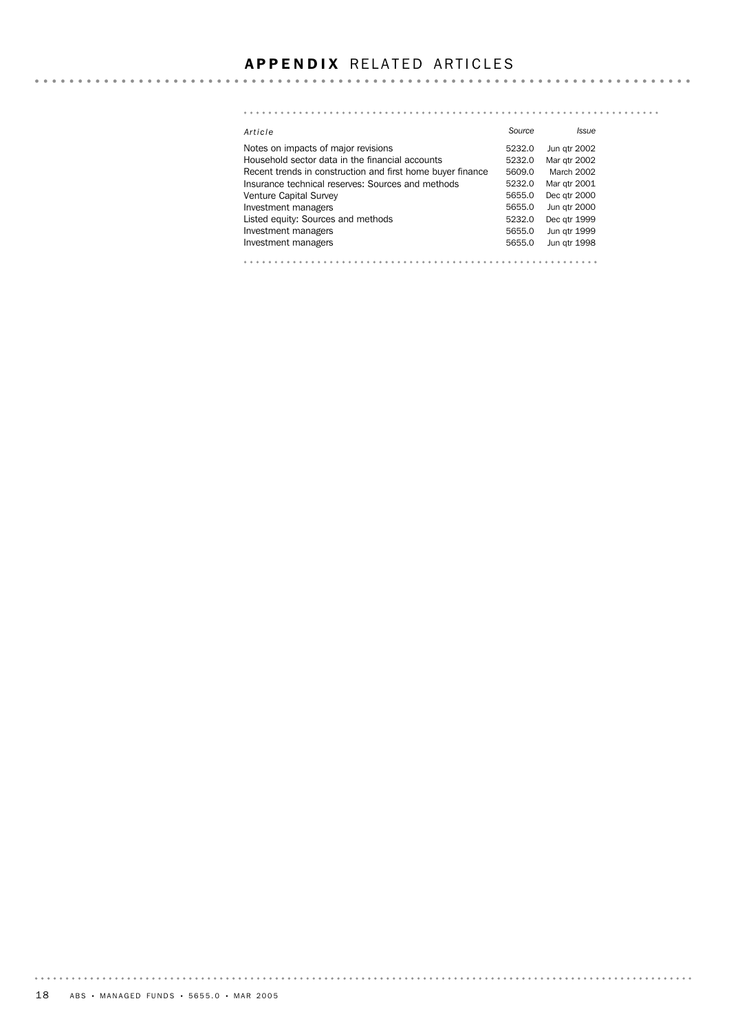# APPENDIX RELATED ARTICLES

| *Article* | *Source* | *Issue* |
|---|---|---|
| Notes on impacts of major revisions | 5232.0 | Jun qtr 2002 |
| Household sector data in the financial accounts | 5232.0 | Mar qtr 2002 |
| Recent trends in construction and first home buyer finance | 5609.0 | March 2002 |
| Insurance technical reserves: Sources and methods | 5232.0 | Mar qtr 2001 |
| Venture Capital Survey | 5655.0 | Dec qtr 2000 |
| Investment managers | 5655.0 | Jun qtr 2000 |
| Listed equity: Sources and methods | 5232.0 | Dec qtr 1999 |
| Investment managers | 5655.0 | Jun qtr 1999 |
| Investment managers | 5655.0 | Jun qtr 1998 |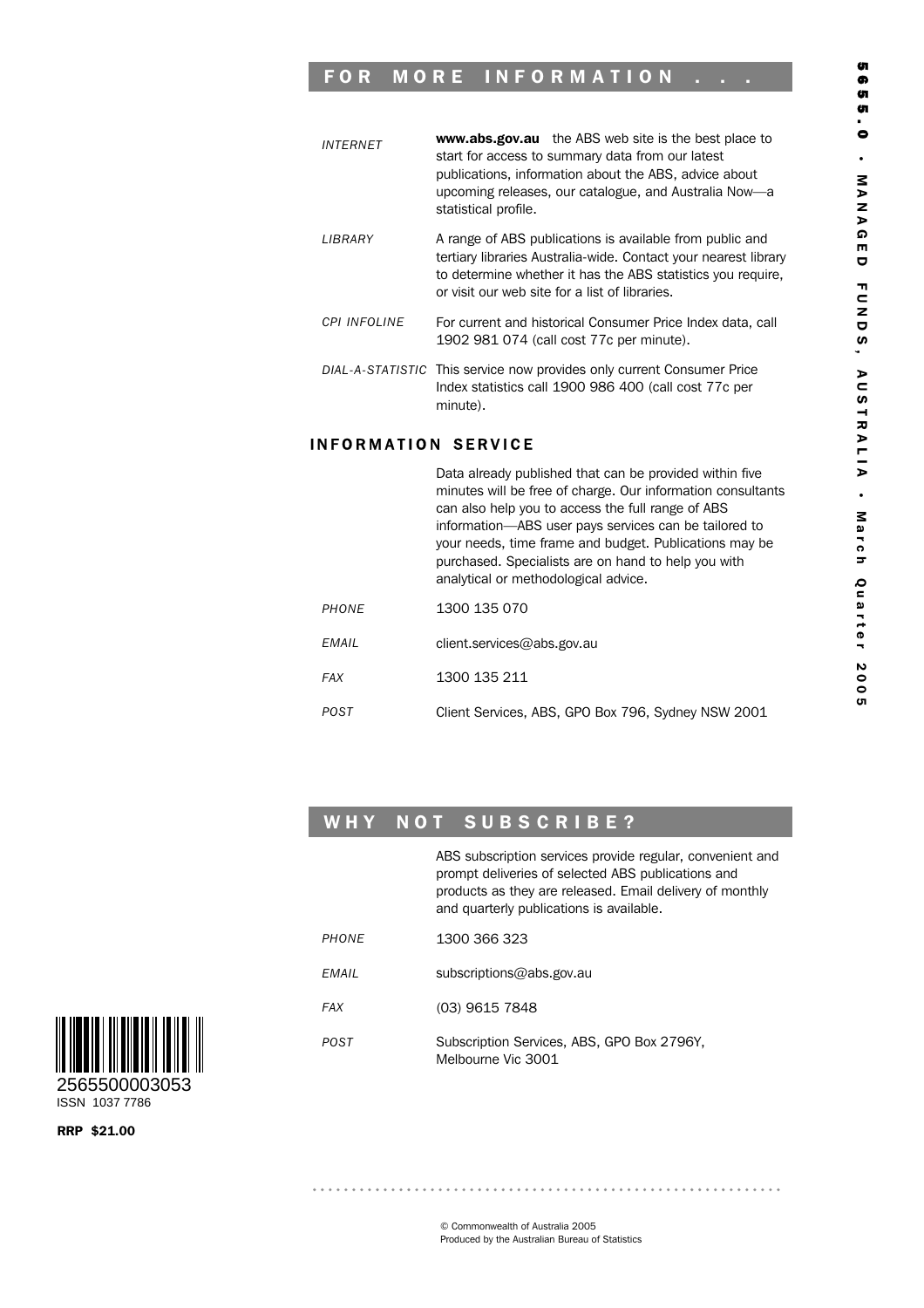## FOR MORE INFORMATION . . .

| | |
|---|---|
| *INTERNET* | **www.abs.gov.au** the ABS web site is the best place to start for access to summary data from our latest publications, information about the ABS, advice about upcoming releases, our catalogue, and Australia Now—a statistical profile. |
| *LIBRARY* | A range of ABS publications is available from public and tertiary libraries Australia-wide. Contact your nearest library to determine whether it has the ABS statistics you require, or visit our web site for a list of libraries. |
| *CPI INFOLINE* | For current and historical Consumer Price Index data, call 1902 981 074 (call cost 77c per minute). |
| *DIAL-A-STATISTIC* | This service now provides only current Consumer Price Index statistics call 1900 986 400 (call cost 77c per minute). |

### INFORMATION SERVICE

Data already published that can be provided within five minutes will be free of charge. Our information consultants can also help you to access the full range of ABS information—ABS user pays services can be tailored to your needs, time frame and budget. Publications may be purchased. Specialists are on hand to help you with analytical or methodological advice.

| | |
|---|---|
| *PHONE* | 1300 135 070 |
| *EMAIL* | client.services@abs.gov.au |
| *FAX* | 1300 135 211 |
| *POST* | Client Services, ABS, GPO Box 796, Sydney NSW 2001 |

## WHY NOT SUBSCRIBE?

ABS subscription services provide regular, convenient and prompt deliveries of selected ABS publications and products as they are released. Email delivery of monthly and quarterly publications is available.

| | |
|---|---|
| *PHONE* | 1300 366 323 |
| *EMAIL* | subscriptions@abs.gov.au |
| *FAX* | (03) 9615 7848 |
| *POST* | Subscription Services, ABS, GPO Box 2796Y, Melbourne Vic 3001 |

2565500003053

ISSN 1037 7786

**RRP $21.00**

© Commonwealth of Australia 2005

Produced by the Australian Bureau of Statistics